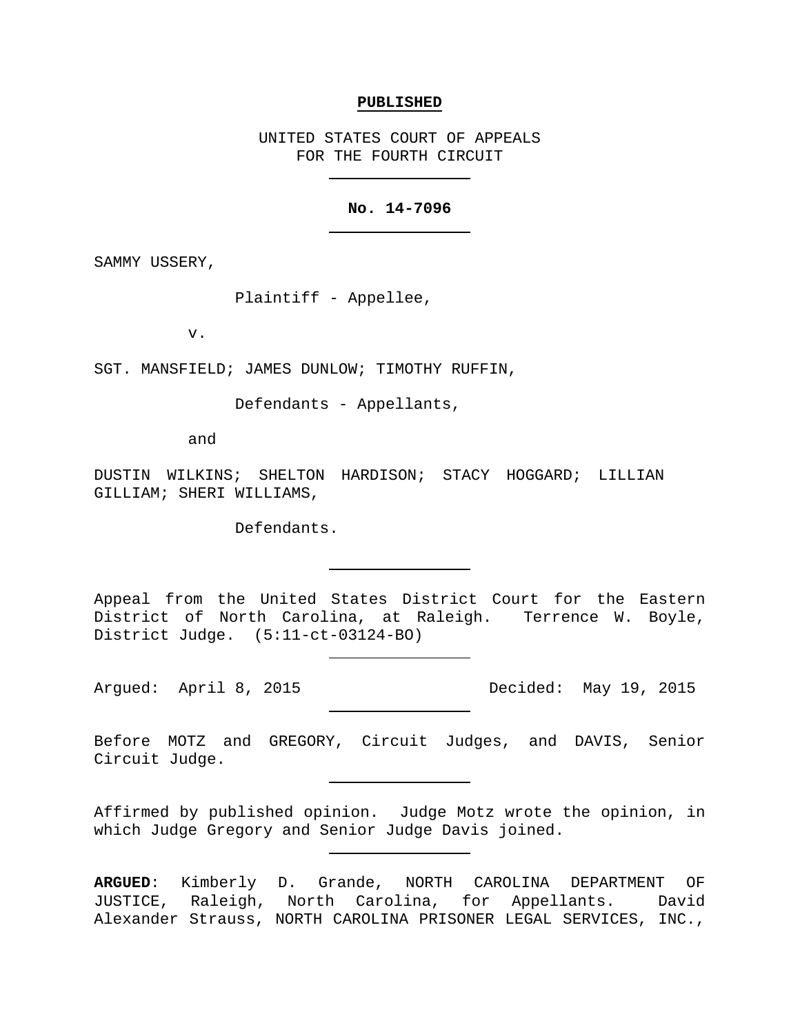**PUBLISHED**

UNITED STATES COURT OF APPEALS
FOR THE FOURTH CIRCUIT

---

**No. 14-7096**

---

SAMMY USSERY,

Plaintiff - Appellee,

v.

SGT. MANSFIELD; JAMES DUNLOW; TIMOTHY RUFFIN,

Defendants - Appellants,

and

DUSTIN WILKINS; SHELTON HARDISON; STACY HOGGARD; LILLIAN GILLIAM; SHERI WILLIAMS,

Defendants.

---

Appeal from the United States District Court for the Eastern District of North Carolina, at Raleigh. Terrence W. Boyle, District Judge. (5:11-ct-03124-BO)

---

Argued: April 8, 2015 Decided: May 19, 2015

---

Before MOTZ and GREGORY, Circuit Judges, and DAVIS, Senior Circuit Judge.

---

Affirmed by published opinion. Judge Motz wrote the opinion, in which Judge Gregory and Senior Judge Davis joined.

---

**ARGUED**: Kimberly D. Grande, NORTH CAROLINA DEPARTMENT OF JUSTICE, Raleigh, North Carolina, for Appellants. David Alexander Strauss, NORTH CAROLINA PRISONER LEGAL SERVICES, INC.,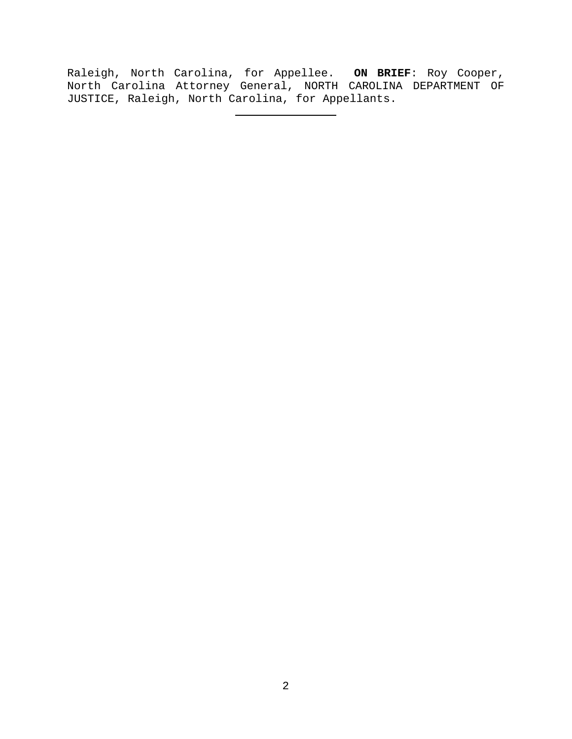Raleigh, North Carolina, for Appellee. **ON BRIEF**: Roy Cooper, North Carolina Attorney General, NORTH CAROLINA DEPARTMENT OF JUSTICE, Raleigh, North Carolina, for Appellants.

---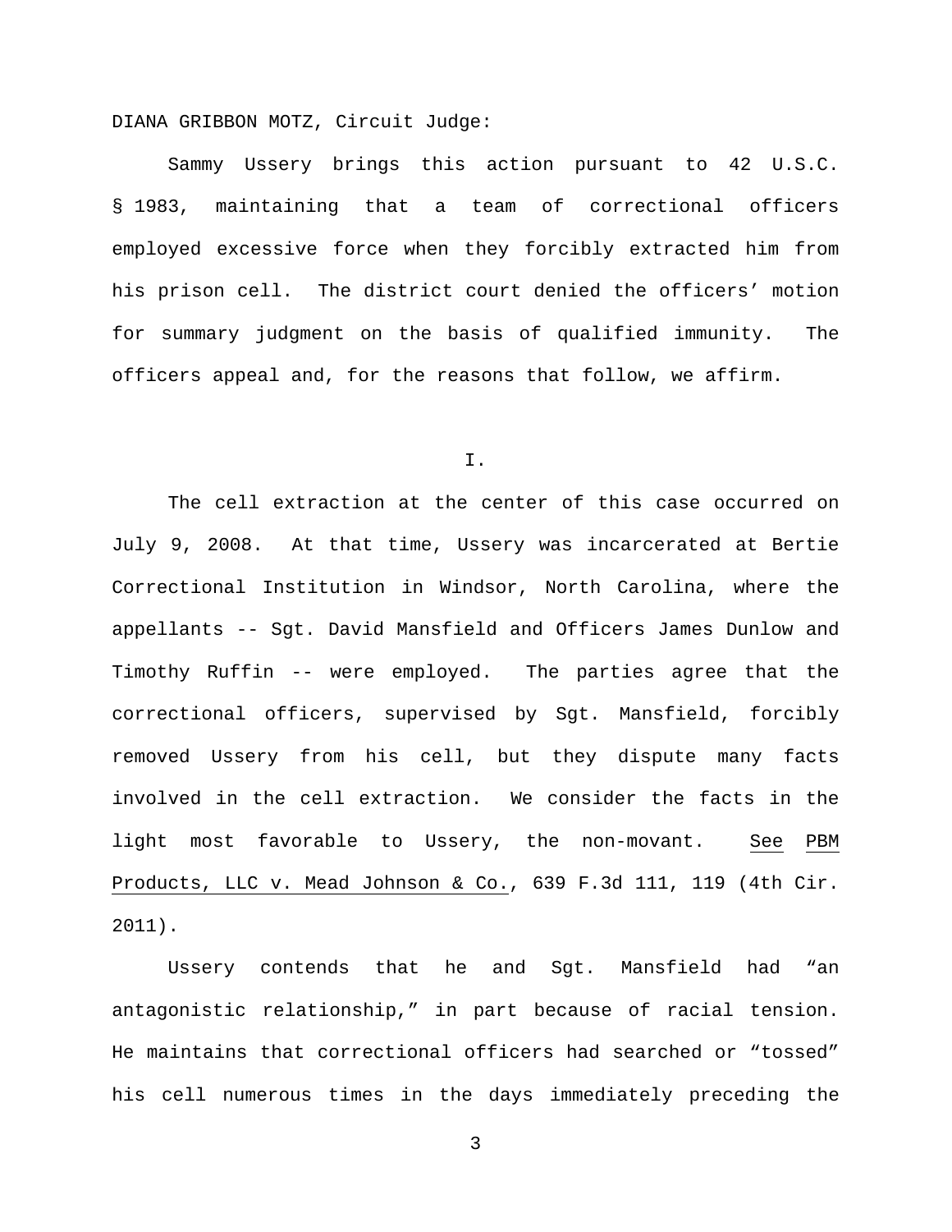DIANA GRIBBON MOTZ, Circuit Judge:

Sammy Ussery brings this action pursuant to 42 U.S.C. § 1983, maintaining that a team of correctional officers employed excessive force when they forcibly extracted him from his prison cell. The district court denied the officers' motion for summary judgment on the basis of qualified immunity. The officers appeal and, for the reasons that follow, we affirm.

## I.

The cell extraction at the center of this case occurred on July 9, 2008. At that time, Ussery was incarcerated at Bertie Correctional Institution in Windsor, North Carolina, where the appellants -- Sgt. David Mansfield and Officers James Dunlow and Timothy Ruffin -- were employed. The parties agree that the correctional officers, supervised by Sgt. Mansfield, forcibly removed Ussery from his cell, but they dispute many facts involved in the cell extraction. We consider the facts in the light most favorable to Ussery, the non-movant. See PBM Products, LLC v. Mead Johnson & Co., 639 F.3d 111, 119 (4th Cir. 2011).

Ussery contends that he and Sgt. Mansfield had "an antagonistic relationship," in part because of racial tension. He maintains that correctional officers had searched or "tossed" his cell numerous times in the days immediately preceding the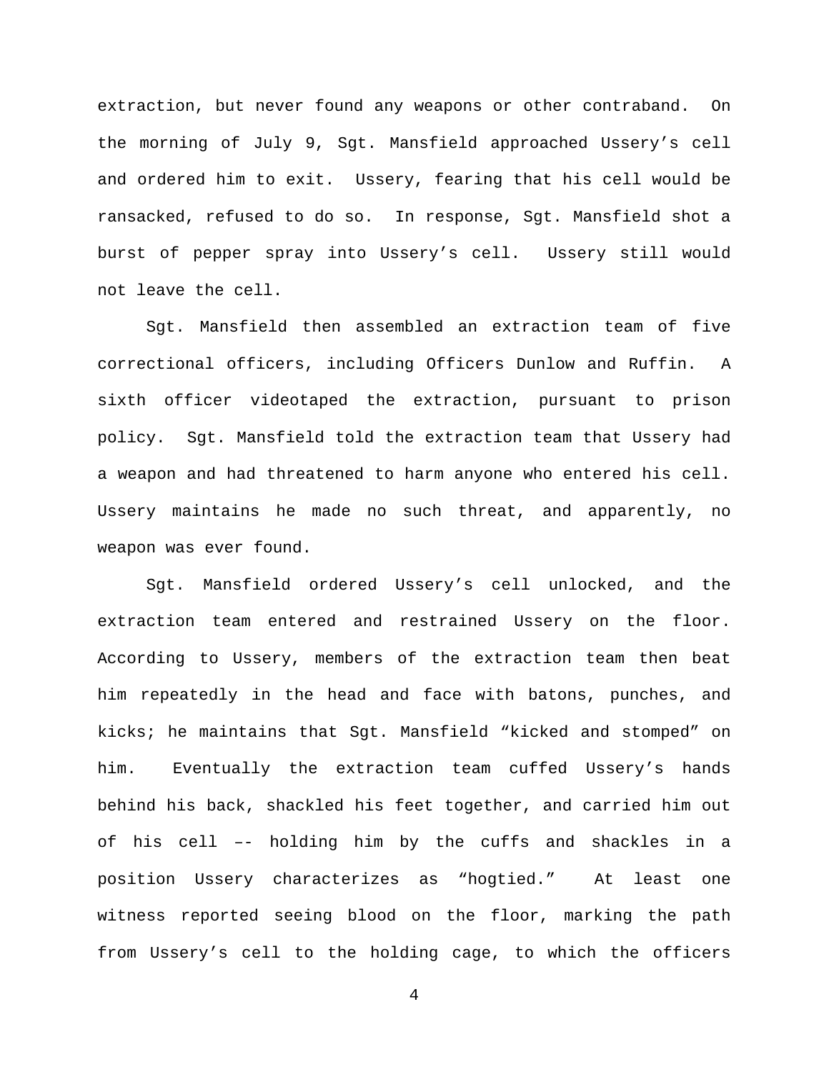extraction, but never found any weapons or other contraband. On the morning of July 9, Sgt. Mansfield approached Ussery's cell and ordered him to exit. Ussery, fearing that his cell would be ransacked, refused to do so. In response, Sgt. Mansfield shot a burst of pepper spray into Ussery's cell. Ussery still would not leave the cell.

Sgt. Mansfield then assembled an extraction team of five correctional officers, including Officers Dunlow and Ruffin. A sixth officer videotaped the extraction, pursuant to prison policy. Sgt. Mansfield told the extraction team that Ussery had a weapon and had threatened to harm anyone who entered his cell. Ussery maintains he made no such threat, and apparently, no weapon was ever found.

Sgt. Mansfield ordered Ussery's cell unlocked, and the extraction team entered and restrained Ussery on the floor. According to Ussery, members of the extraction team then beat him repeatedly in the head and face with batons, punches, and kicks; he maintains that Sgt. Mansfield "kicked and stomped" on him. Eventually the extraction team cuffed Ussery's hands behind his back, shackled his feet together, and carried him out of his cell –- holding him by the cuffs and shackles in a position Ussery characterizes as "hogtied." At least one witness reported seeing blood on the floor, marking the path from Ussery's cell to the holding cage, to which the officers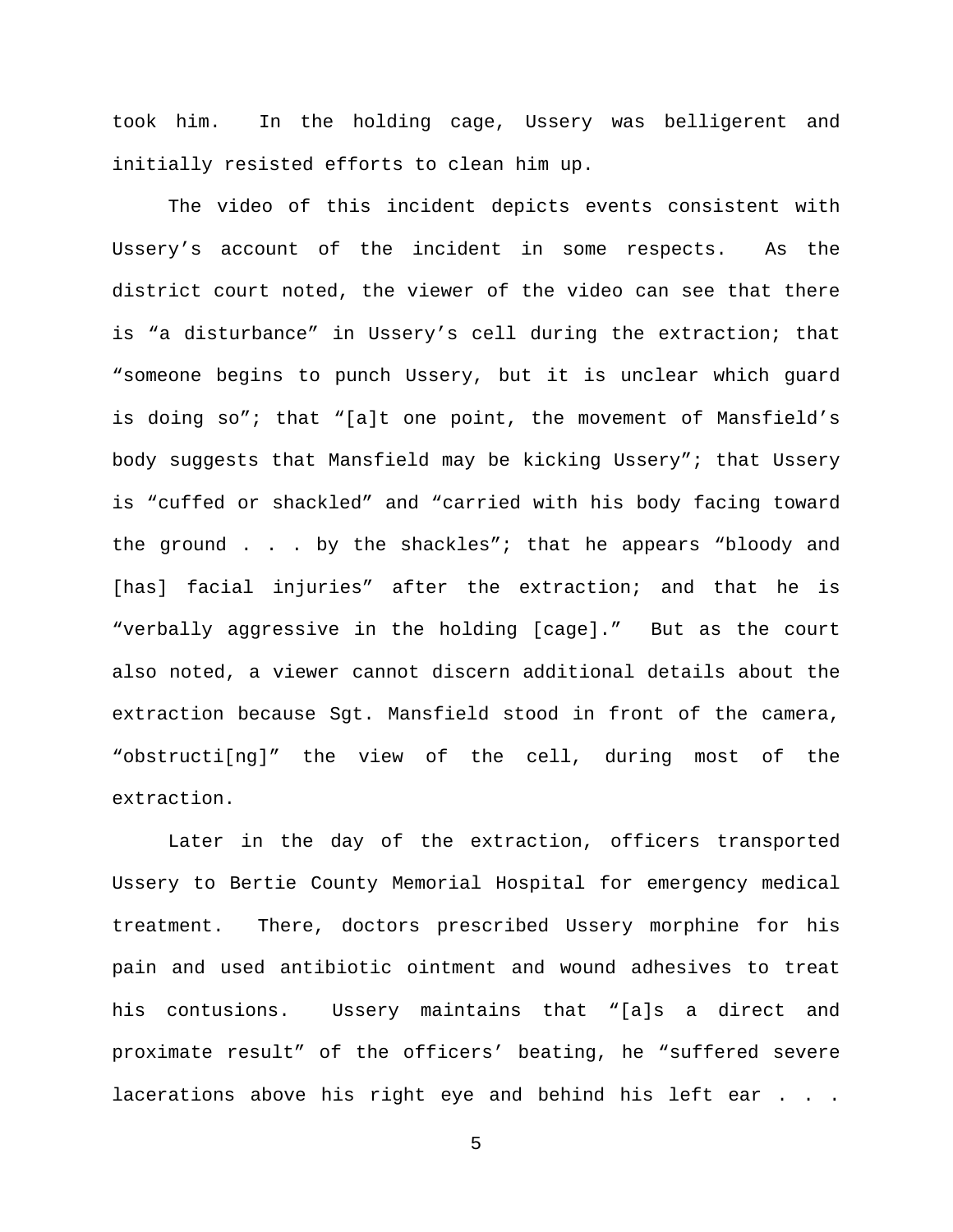took him. In the holding cage, Ussery was belligerent and initially resisted efforts to clean him up.

The video of this incident depicts events consistent with Ussery's account of the incident in some respects. As the district court noted, the viewer of the video can see that there is "a disturbance" in Ussery's cell during the extraction; that "someone begins to punch Ussery, but it is unclear which guard is doing so"; that "[a]t one point, the movement of Mansfield's body suggests that Mansfield may be kicking Ussery"; that Ussery is "cuffed or shackled" and "carried with his body facing toward the ground . . . by the shackles"; that he appears "bloody and [has] facial injuries" after the extraction; and that he is "verbally aggressive in the holding [cage]." But as the court also noted, a viewer cannot discern additional details about the extraction because Sgt. Mansfield stood in front of the camera, "obstructi[ng]" the view of the cell, during most of the extraction.

Later in the day of the extraction, officers transported Ussery to Bertie County Memorial Hospital for emergency medical treatment. There, doctors prescribed Ussery morphine for his pain and used antibiotic ointment and wound adhesives to treat his contusions. Ussery maintains that "[a]s a direct and proximate result" of the officers' beating, he "suffered severe lacerations above his right eye and behind his left ear . . .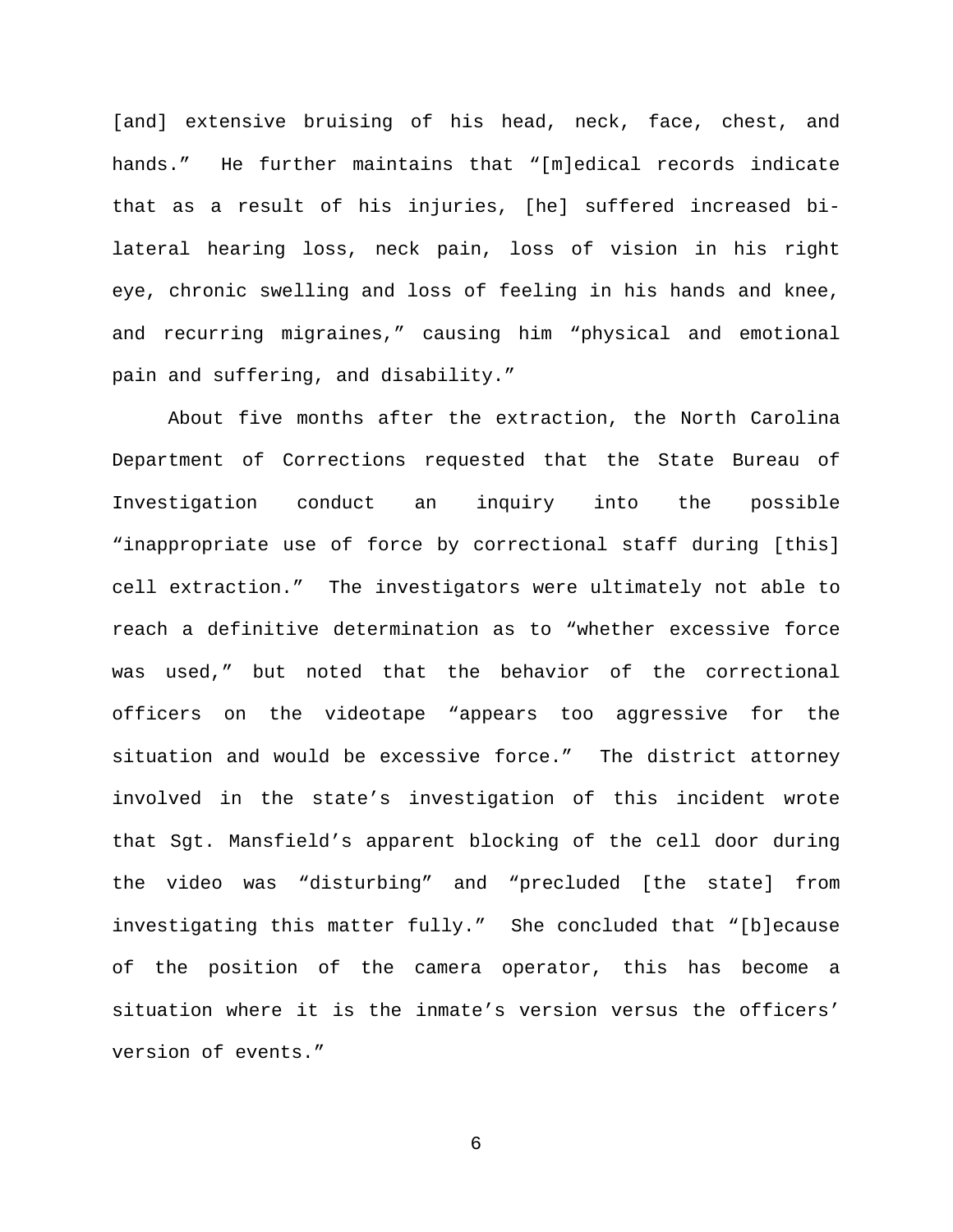[and] extensive bruising of his head, neck, face, chest, and hands." He further maintains that "[m]edical records indicate that as a result of his injuries, [he] suffered increased bi-lateral hearing loss, neck pain, loss of vision in his right eye, chronic swelling and loss of feeling in his hands and knee, and recurring migraines," causing him "physical and emotional pain and suffering, and disability."

About five months after the extraction, the North Carolina Department of Corrections requested that the State Bureau of Investigation conduct an inquiry into the possible "inappropriate use of force by correctional staff during [this] cell extraction." The investigators were ultimately not able to reach a definitive determination as to "whether excessive force was used," but noted that the behavior of the correctional officers on the videotape "appears too aggressive for the situation and would be excessive force." The district attorney involved in the state's investigation of this incident wrote that Sgt. Mansfield's apparent blocking of the cell door during the video was "disturbing" and "precluded [the state] from investigating this matter fully." She concluded that "[b]ecause of the position of the camera operator, this has become a situation where it is the inmate's version versus the officers' version of events."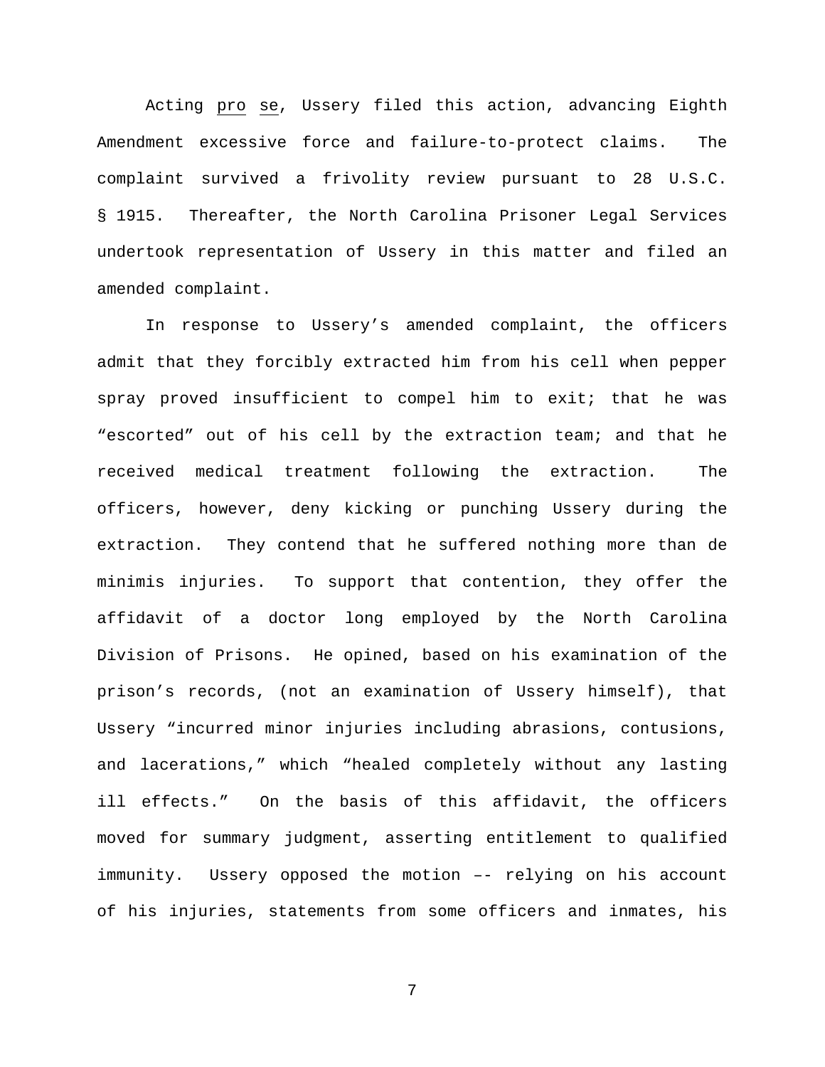Acting pro se, Ussery filed this action, advancing Eighth Amendment excessive force and failure-to-protect claims. The complaint survived a frivolity review pursuant to 28 U.S.C. § 1915. Thereafter, the North Carolina Prisoner Legal Services undertook representation of Ussery in this matter and filed an amended complaint.

In response to Ussery's amended complaint, the officers admit that they forcibly extracted him from his cell when pepper spray proved insufficient to compel him to exit; that he was "escorted" out of his cell by the extraction team; and that he received medical treatment following the extraction. The officers, however, deny kicking or punching Ussery during the extraction. They contend that he suffered nothing more than de minimis injuries. To support that contention, they offer the affidavit of a doctor long employed by the North Carolina Division of Prisons. He opined, based on his examination of the prison's records, (not an examination of Ussery himself), that Ussery "incurred minor injuries including abrasions, contusions, and lacerations," which "healed completely without any lasting ill effects." On the basis of this affidavit, the officers moved for summary judgment, asserting entitlement to qualified immunity. Ussery opposed the motion –- relying on his account of his injuries, statements from some officers and inmates, his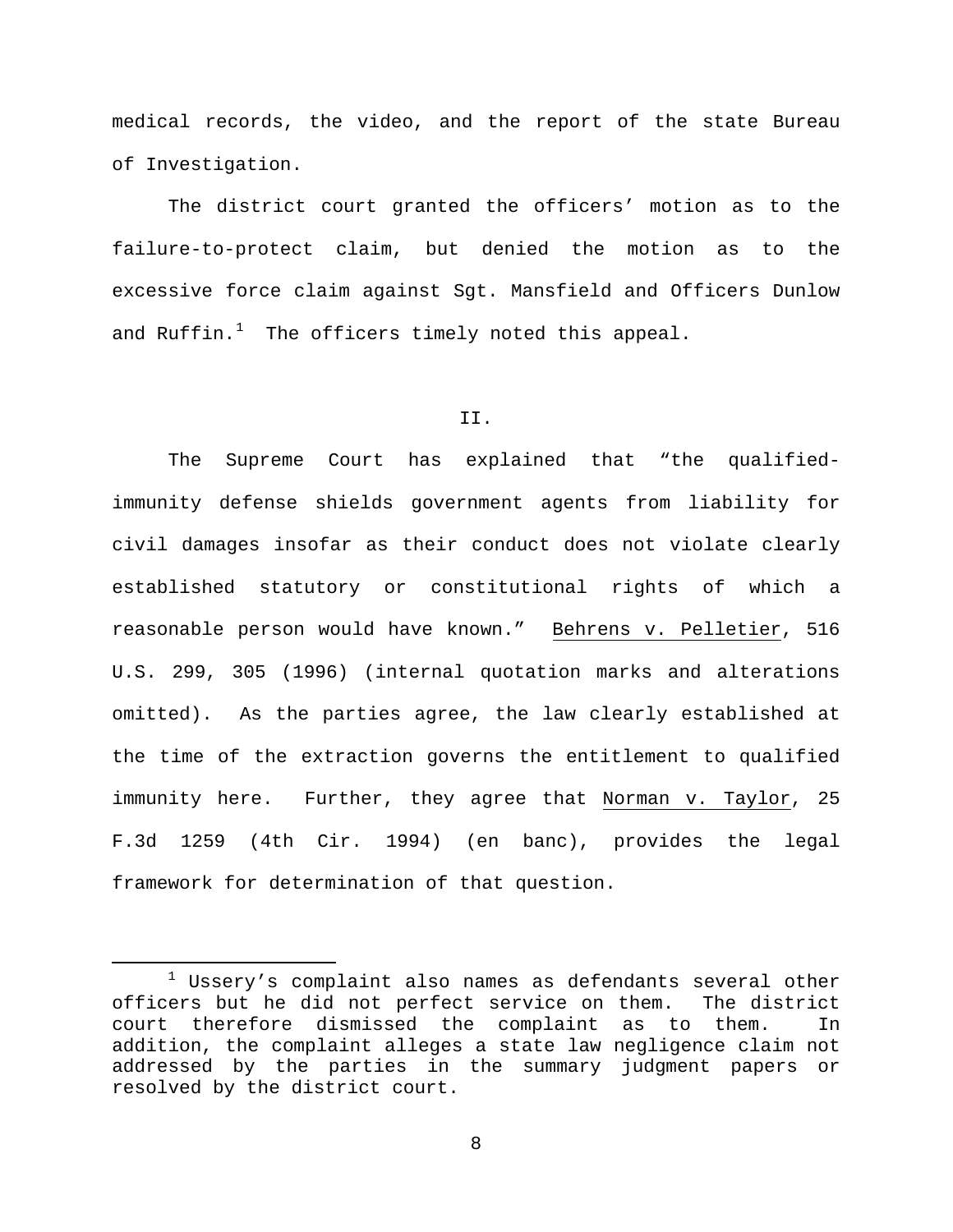medical records, the video, and the report of the state Bureau of Investigation.

The district court granted the officers' motion as to the failure-to-protect claim, but denied the motion as to the excessive force claim against Sgt. Mansfield and Officers Dunlow and Ruffin.[1] The officers timely noted this appeal.

II.

The Supreme Court has explained that "the qualified-immunity defense shields government agents from liability for civil damages insofar as their conduct does not violate clearly established statutory or constitutional rights of which a reasonable person would have known." Behrens v. Pelletier, 516 U.S. 299, 305 (1996) (internal quotation marks and alterations omitted). As the parties agree, the law clearly established at the time of the extraction governs the entitlement to qualified immunity here. Further, they agree that Norman v. Taylor, 25 F.3d 1259 (4th Cir. 1994) (en banc), provides the legal framework for determination of that question.

---

[1] Ussery's complaint also names as defendants several other officers but he did not perfect service on them. The district court therefore dismissed the complaint as to them. In addition, the complaint alleges a state law negligence claim not addressed by the parties in the summary judgment papers or resolved by the district court.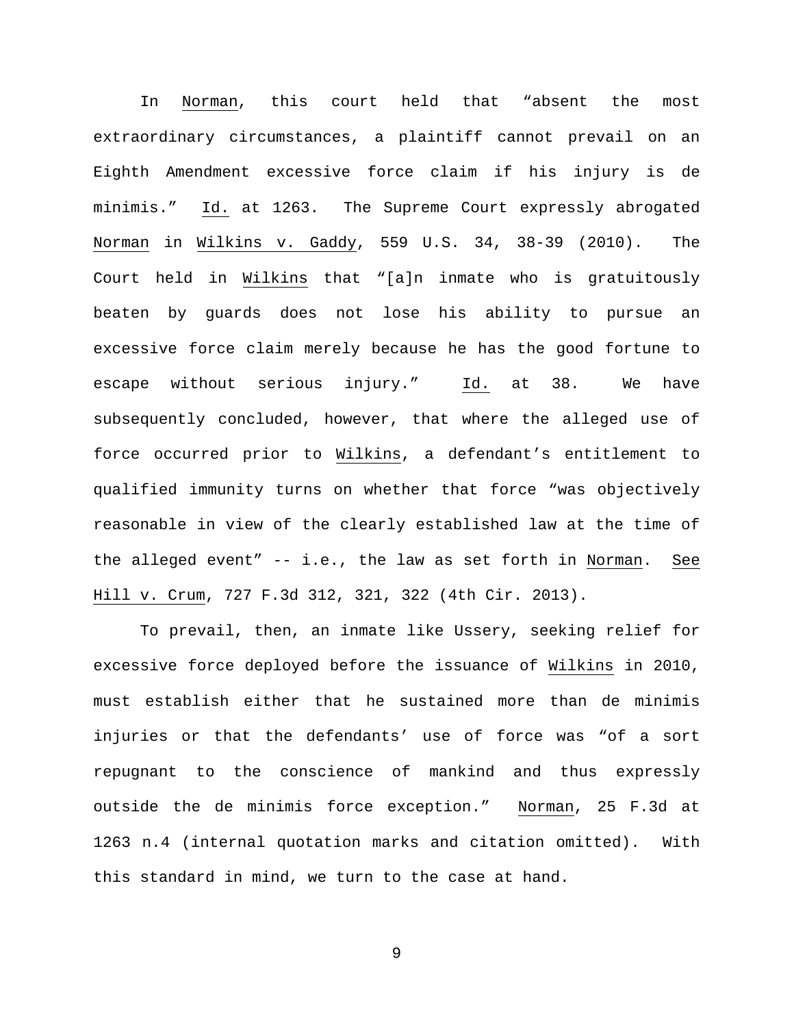In Norman, this court held that "absent the most extraordinary circumstances, a plaintiff cannot prevail on an Eighth Amendment excessive force claim if his injury is de minimis." Id. at 1263. The Supreme Court expressly abrogated Norman in Wilkins v. Gaddy, 559 U.S. 34, 38-39 (2010). The Court held in Wilkins that "[a]n inmate who is gratuitously beaten by guards does not lose his ability to pursue an excessive force claim merely because he has the good fortune to escape without serious injury." Id. at 38. We have subsequently concluded, however, that where the alleged use of force occurred prior to Wilkins, a defendant's entitlement to qualified immunity turns on whether that force "was objectively reasonable in view of the clearly established law at the time of the alleged event" -- i.e., the law as set forth in Norman. See Hill v. Crum, 727 F.3d 312, 321, 322 (4th Cir. 2013).

To prevail, then, an inmate like Ussery, seeking relief for excessive force deployed before the issuance of Wilkins in 2010, must establish either that he sustained more than de minimis injuries or that the defendants' use of force was "of a sort repugnant to the conscience of mankind and thus expressly outside the de minimis force exception." Norman, 25 F.3d at 1263 n.4 (internal quotation marks and citation omitted). With this standard in mind, we turn to the case at hand.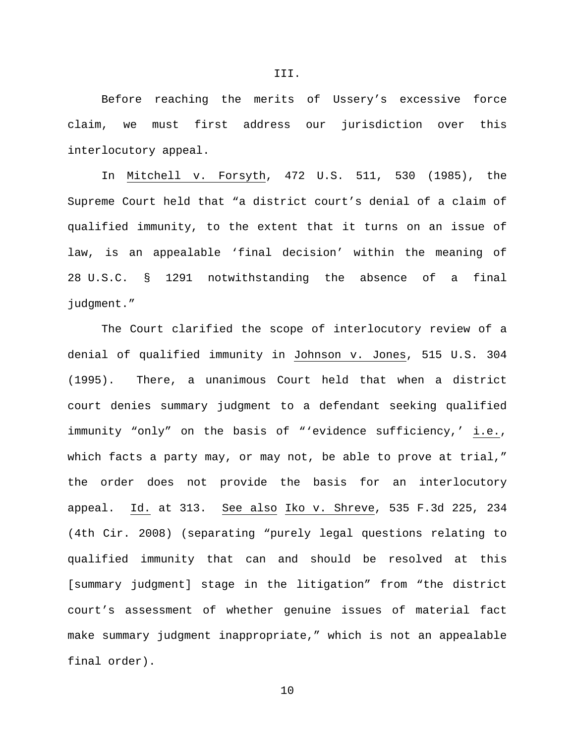III.

Before reaching the merits of Ussery's excessive force claim, we must first address our jurisdiction over this interlocutory appeal.

In Mitchell v. Forsyth, 472 U.S. 511, 530 (1985), the Supreme Court held that "a district court's denial of a claim of qualified immunity, to the extent that it turns on an issue of law, is an appealable 'final decision' within the meaning of 28 U.S.C. § 1291 notwithstanding the absence of a final judgment."

The Court clarified the scope of interlocutory review of a denial of qualified immunity in Johnson v. Jones, 515 U.S. 304 (1995). There, a unanimous Court held that when a district court denies summary judgment to a defendant seeking qualified immunity "only" on the basis of "'evidence sufficiency,' i.e., which facts a party may, or may not, be able to prove at trial," the order does not provide the basis for an interlocutory appeal. Id. at 313. See also Iko v. Shreve, 535 F.3d 225, 234 (4th Cir. 2008) (separating "purely legal questions relating to qualified immunity that can and should be resolved at this [summary judgment] stage in the litigation" from "the district court's assessment of whether genuine issues of material fact make summary judgment inappropriate," which is not an appealable final order).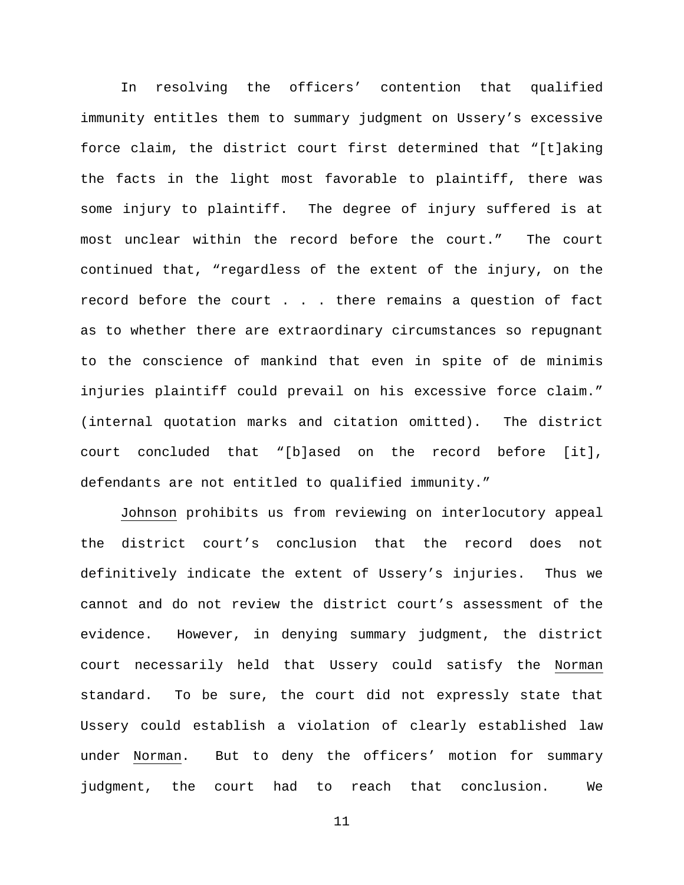In resolving the officers' contention that qualified immunity entitles them to summary judgment on Ussery's excessive force claim, the district court first determined that "[t]aking the facts in the light most favorable to plaintiff, there was some injury to plaintiff. The degree of injury suffered is at most unclear within the record before the court." The court continued that, "regardless of the extent of the injury, on the record before the court . . . there remains a question of fact as to whether there are extraordinary circumstances so repugnant to the conscience of mankind that even in spite of de minimis injuries plaintiff could prevail on his excessive force claim." (internal quotation marks and citation omitted). The district court concluded that "[b]ased on the record before [it], defendants are not entitled to qualified immunity."

Johnson prohibits us from reviewing on interlocutory appeal the district court's conclusion that the record does not definitively indicate the extent of Ussery's injuries. Thus we cannot and do not review the district court's assessment of the evidence. However, in denying summary judgment, the district court necessarily held that Ussery could satisfy the Norman standard. To be sure, the court did not expressly state that Ussery could establish a violation of clearly established law under Norman. But to deny the officers' motion for summary judgment, the court had to reach that conclusion. We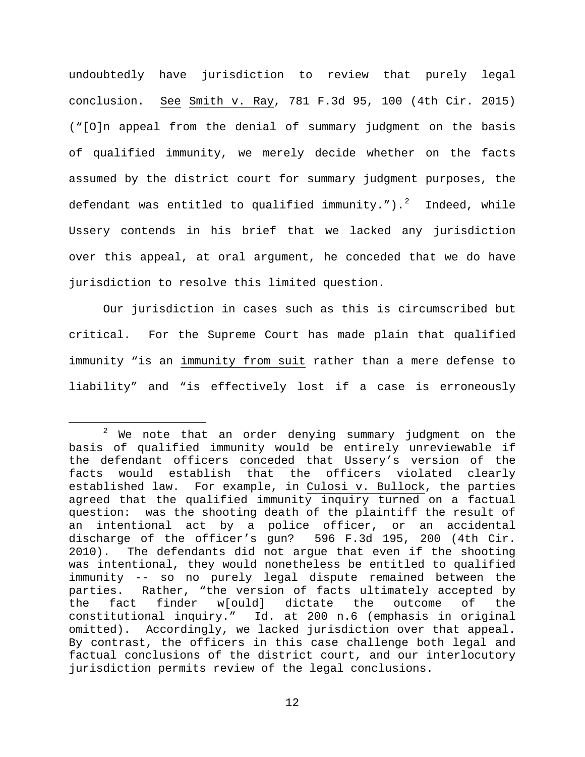undoubtedly have jurisdiction to review that purely legal conclusion. See Smith v. Ray, 781 F.3d 95, 100 (4th Cir. 2015) ("[O]n appeal from the denial of summary judgment on the basis of qualified immunity, we merely decide whether on the facts assumed by the district court for summary judgment purposes, the defendant was entitled to qualified immunity.").[2] Indeed, while Ussery contends in his brief that we lacked any jurisdiction over this appeal, at oral argument, he conceded that we do have jurisdiction to resolve this limited question.

Our jurisdiction in cases such as this is circumscribed but critical. For the Supreme Court has made plain that qualified immunity "is an immunity from suit rather than a mere defense to liability" and "is effectively lost if a case is erroneously

---

[2] We note that an order denying summary judgment on the basis of qualified immunity would be entirely unreviewable if the defendant officers conceded that Ussery's version of the facts would establish that the officers violated clearly established law. For example, in Culosi v. Bullock, the parties agreed that the qualified immunity inquiry turned on a factual question: was the shooting death of the plaintiff the result of an intentional act by a police officer, or an accidental discharge of the officer's gun? 596 F.3d 195, 200 (4th Cir. 2010). The defendants did not argue that even if the shooting was intentional, they would nonetheless be entitled to qualified immunity -- so no purely legal dispute remained between the parties. Rather, "the version of facts ultimately accepted by the fact finder w[ould] dictate the outcome of the constitutional inquiry." Id. at 200 n.6 (emphasis in original omitted). Accordingly, we lacked jurisdiction over that appeal. By contrast, the officers in this case challenge both legal and factual conclusions of the district court, and our interlocutory jurisdiction permits review of the legal conclusions.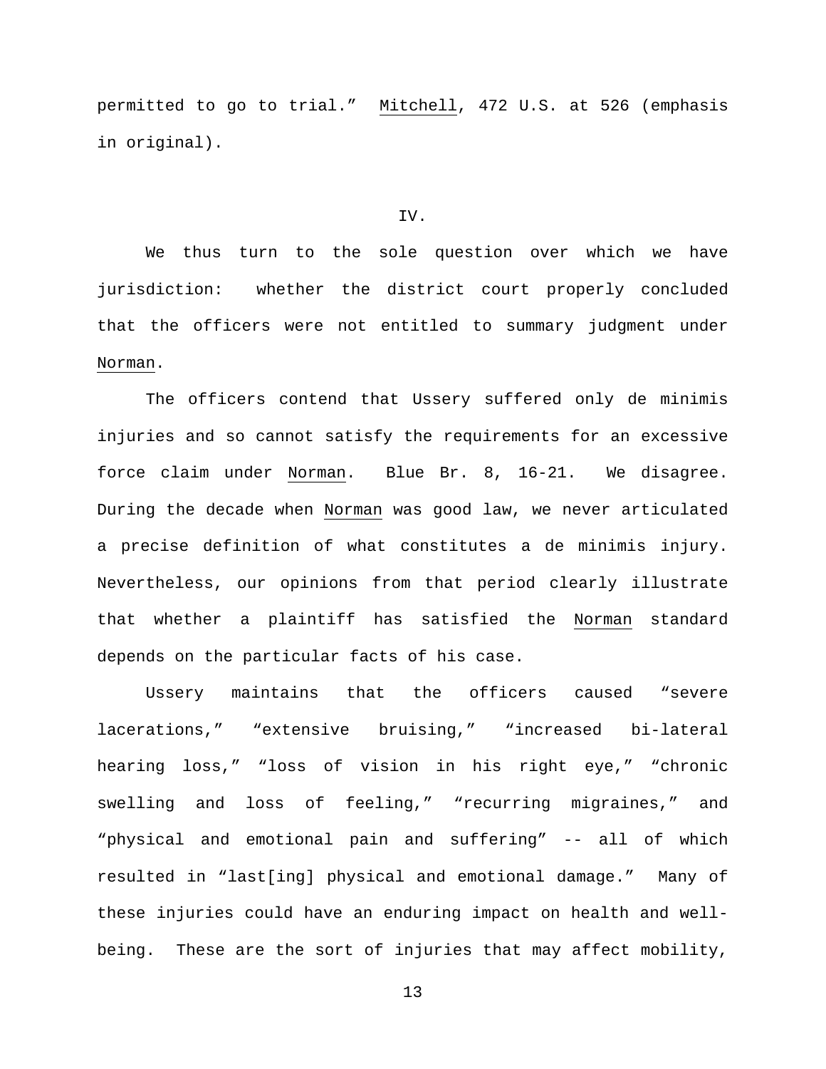permitted to go to trial." Mitchell, 472 U.S. at 526 (emphasis in original).

IV.

We thus turn to the sole question over which we have jurisdiction: whether the district court properly concluded that the officers were not entitled to summary judgment under Norman.

The officers contend that Ussery suffered only de minimis injuries and so cannot satisfy the requirements for an excessive force claim under Norman. Blue Br. 8, 16-21. We disagree. During the decade when Norman was good law, we never articulated a precise definition of what constitutes a de minimis injury. Nevertheless, our opinions from that period clearly illustrate that whether a plaintiff has satisfied the Norman standard depends on the particular facts of his case.

Ussery maintains that the officers caused "severe lacerations," "extensive bruising," "increased bi-lateral hearing loss," "loss of vision in his right eye," "chronic swelling and loss of feeling," "recurring migraines," and "physical and emotional pain and suffering" -- all of which resulted in "last[ing] physical and emotional damage." Many of these injuries could have an enduring impact on health and well-being. These are the sort of injuries that may affect mobility,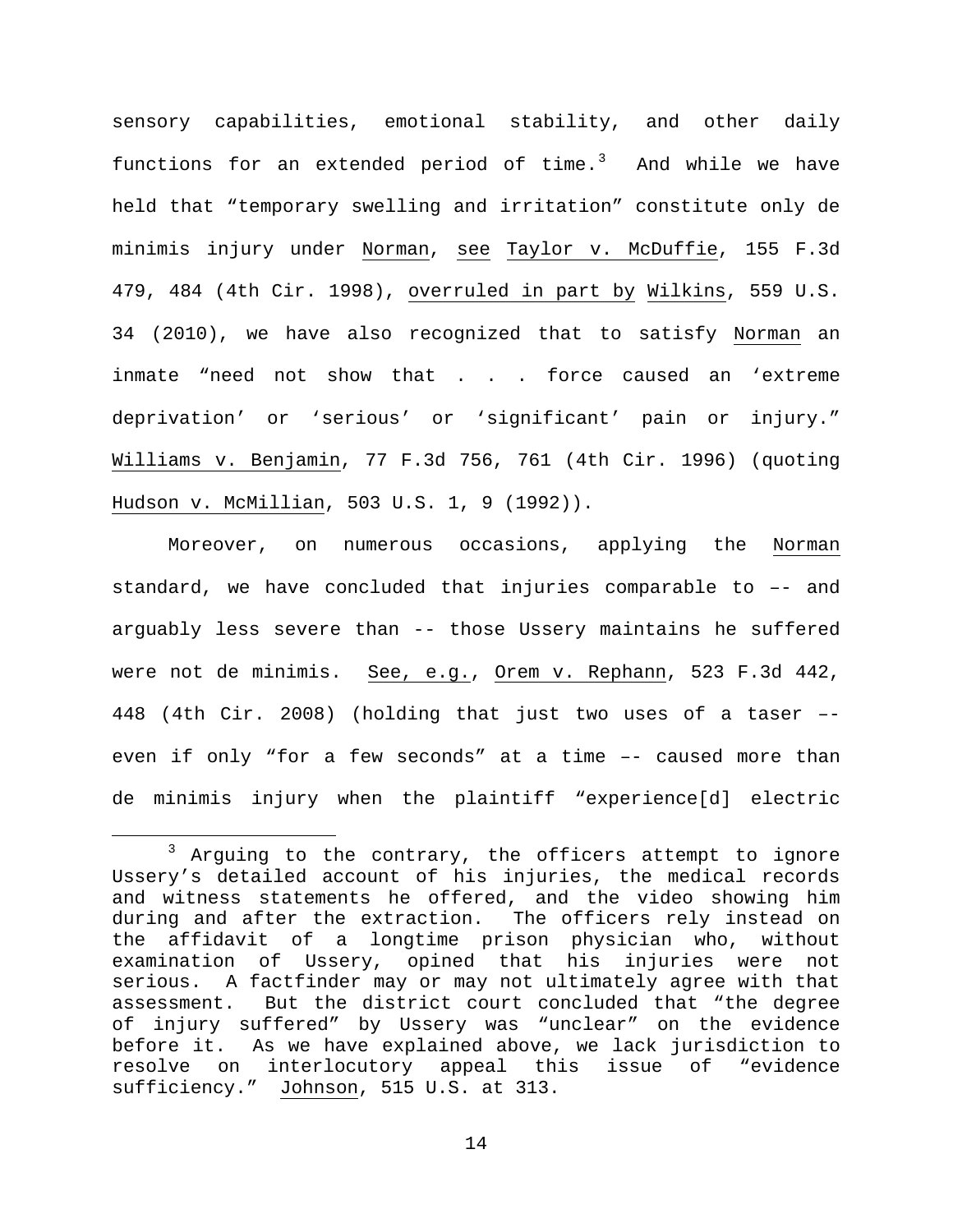sensory capabilities, emotional stability, and other daily functions for an extended period of time.[3] And while we have held that "temporary swelling and irritation" constitute only de minimis injury under Norman, see Taylor v. McDuffie, 155 F.3d 479, 484 (4th Cir. 1998), overruled in part by Wilkins, 559 U.S. 34 (2010), we have also recognized that to satisfy Norman an inmate "need not show that . . . force caused an 'extreme deprivation' or 'serious' or 'significant' pain or injury." Williams v. Benjamin, 77 F.3d 756, 761 (4th Cir. 1996) (quoting Hudson v. McMillian, 503 U.S. 1, 9 (1992)).

Moreover, on numerous occasions, applying the Norman standard, we have concluded that injuries comparable to –- and arguably less severe than -- those Ussery maintains he suffered were not de minimis. See, e.g., Orem v. Rephann, 523 F.3d 442, 448 (4th Cir. 2008) (holding that just two uses of a taser –- even if only "for a few seconds" at a time –- caused more than de minimis injury when the plaintiff "experience[d] electric

[3] Arguing to the contrary, the officers attempt to ignore Ussery's detailed account of his injuries, the medical records and witness statements he offered, and the video showing him during and after the extraction. The officers rely instead on the affidavit of a longtime prison physician who, without examination of Ussery, opined that his injuries were not serious. A factfinder may or may not ultimately agree with that assessment. But the district court concluded that "the degree of injury suffered" by Ussery was "unclear" on the evidence before it. As we have explained above, we lack jurisdiction to resolve on interlocutory appeal this issue of "evidence sufficiency." Johnson, 515 U.S. at 313.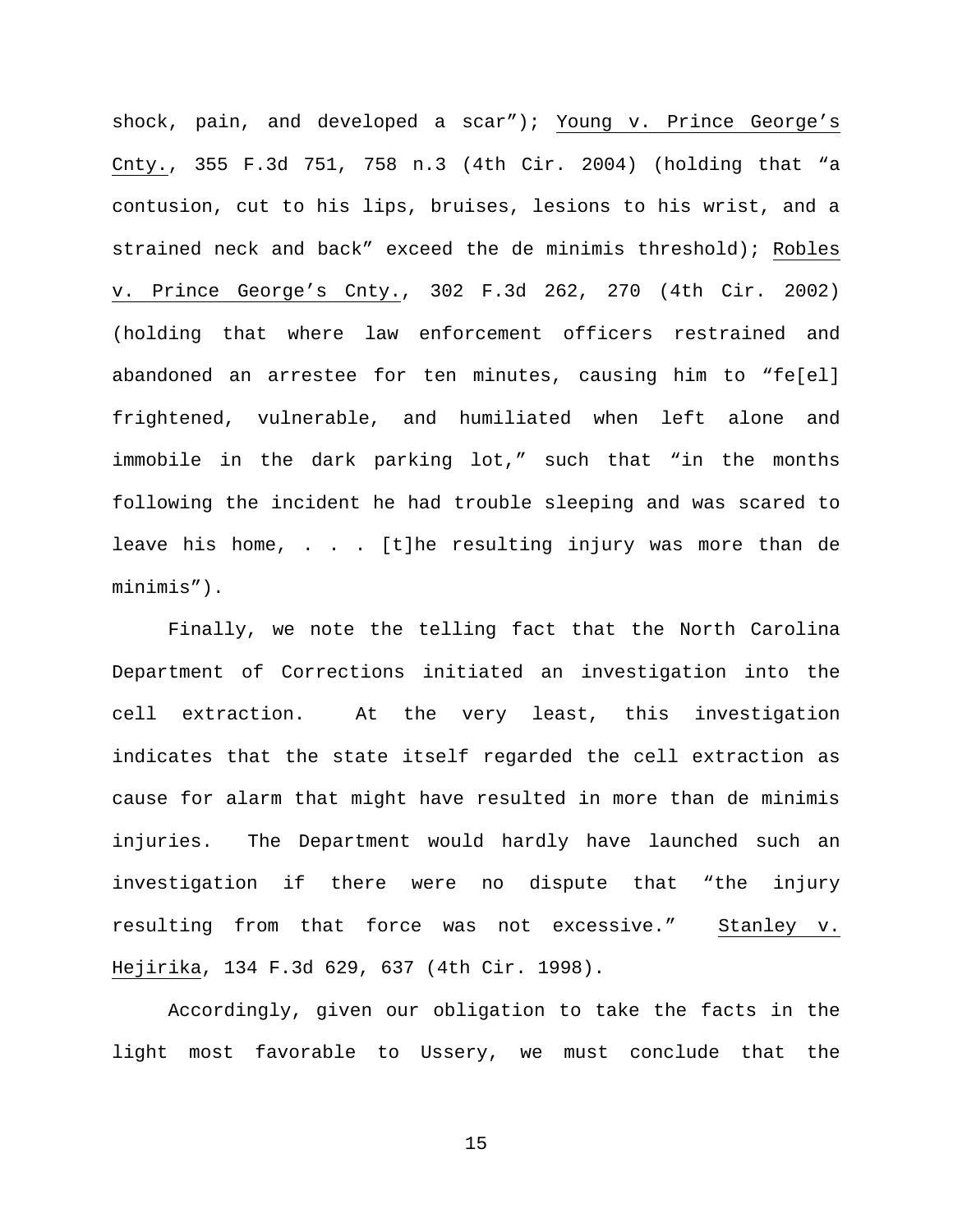shock, pain, and developed a scar"); Young v. Prince George's Cnty., 355 F.3d 751, 758 n.3 (4th Cir. 2004) (holding that "a contusion, cut to his lips, bruises, lesions to his wrist, and a strained neck and back" exceed the de minimis threshold); Robles v. Prince George's Cnty., 302 F.3d 262, 270 (4th Cir. 2002) (holding that where law enforcement officers restrained and abandoned an arrestee for ten minutes, causing him to "fe[el] frightened, vulnerable, and humiliated when left alone and immobile in the dark parking lot," such that "in the months following the incident he had trouble sleeping and was scared to leave his home, . . . [t]he resulting injury was more than de minimis").

Finally, we note the telling fact that the North Carolina Department of Corrections initiated an investigation into the cell extraction. At the very least, this investigation indicates that the state itself regarded the cell extraction as cause for alarm that might have resulted in more than de minimis injuries. The Department would hardly have launched such an investigation if there were no dispute that "the injury resulting from that force was not excessive." Stanley v. Hejirika, 134 F.3d 629, 637 (4th Cir. 1998).

Accordingly, given our obligation to take the facts in the light most favorable to Ussery, we must conclude that the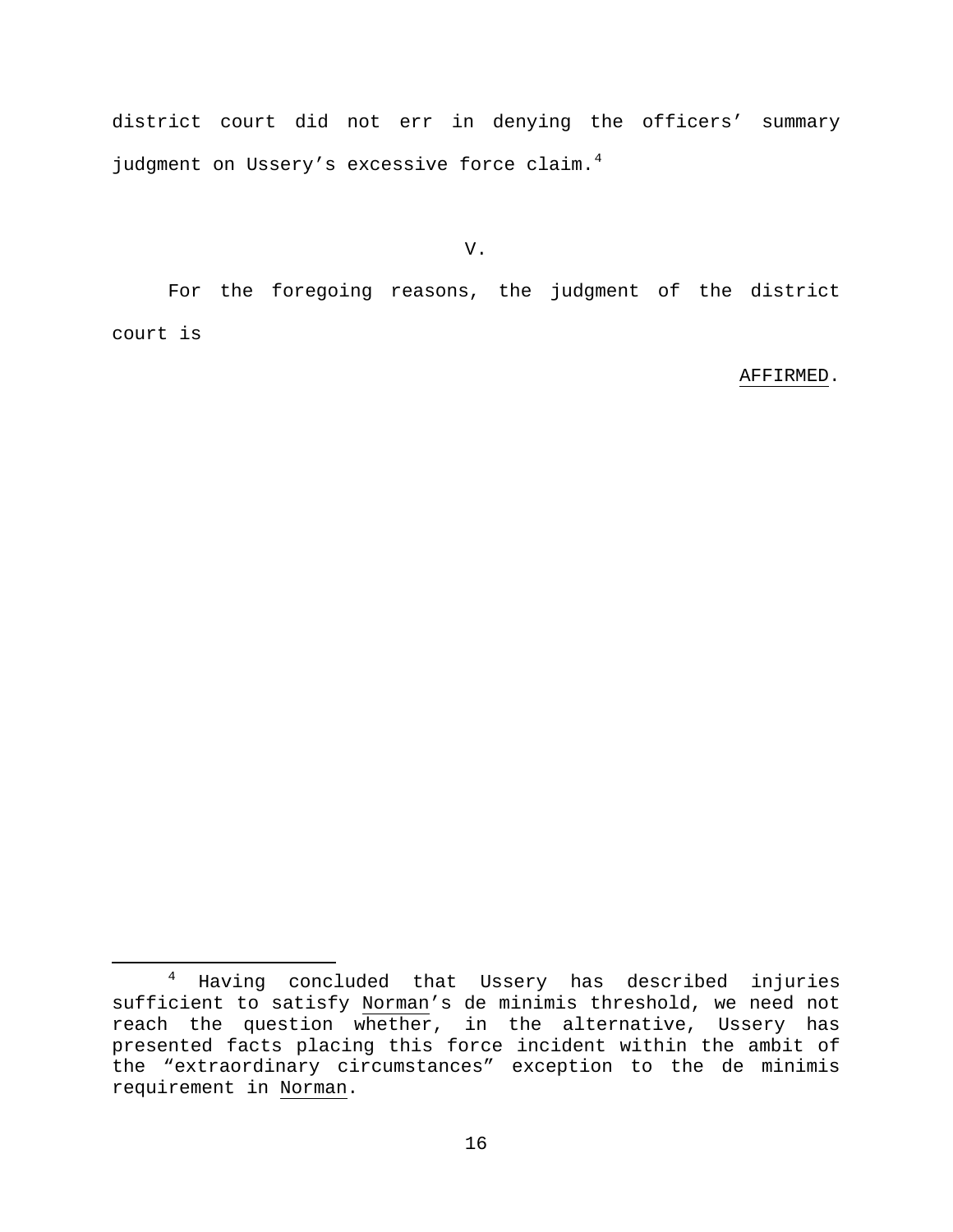district court did not err in denying the officers' summary judgment on Ussery's excessive force claim.[4]

## V.

For the foregoing reasons, the judgment of the district court is

AFFIRMED.

---

[4] Having concluded that Ussery has described injuries sufficient to satisfy Norman's de minimis threshold, we need not reach the question whether, in the alternative, Ussery has presented facts placing this force incident within the ambit of the "extraordinary circumstances" exception to the de minimis requirement in Norman.